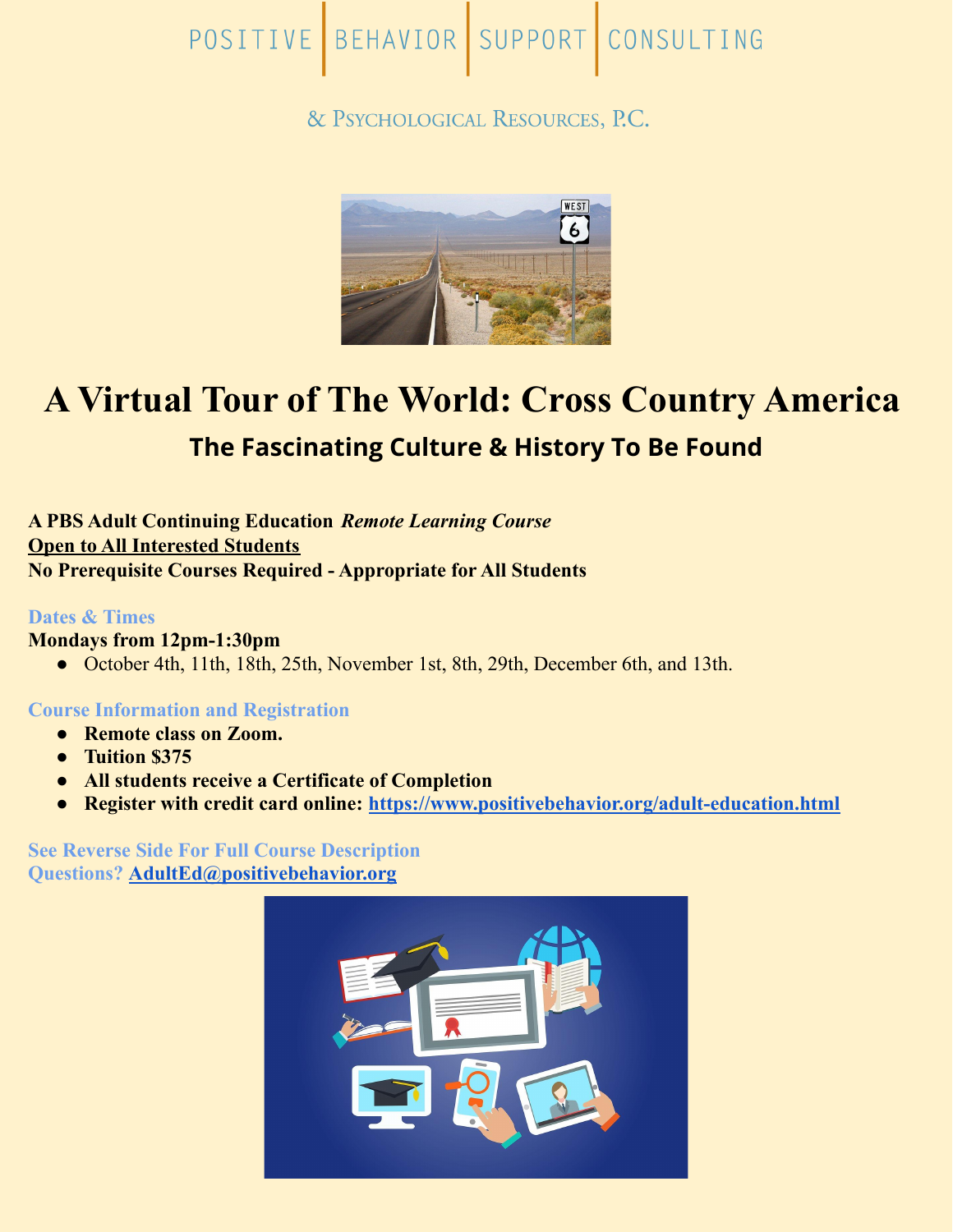POSITIVE | BEHAVIOR | SUPPORT | CONSULTING

& PSYCHOLOGICAL RESOURCES, P.C.

# A Virtual Tour of The World: Cross Country America

## The Fascinating Culture & History To Be Found

**A PBS Adult Continuing Education** ***Remote Learning Course***
**Open to All Interested Students**
**No Prerequisite Courses Required - Appropriate for All Students**

### Dates & Times

**Mondays from 12pm-1:30pm**

- October 4th, 11th, 18th, 25th, November 1st, 8th, 29th, December 6th, and 13th.

### Course Information and Registration

- **Remote class on Zoom.**
- **Tuition $375**
- **All students receive a Certificate of Completion**
- **Register with credit card online: https://www.positivebehavior.org/adult-education.html**

**See Reverse Side For Full Course Description**
**Questions? AdultEd@positivebehavior.org**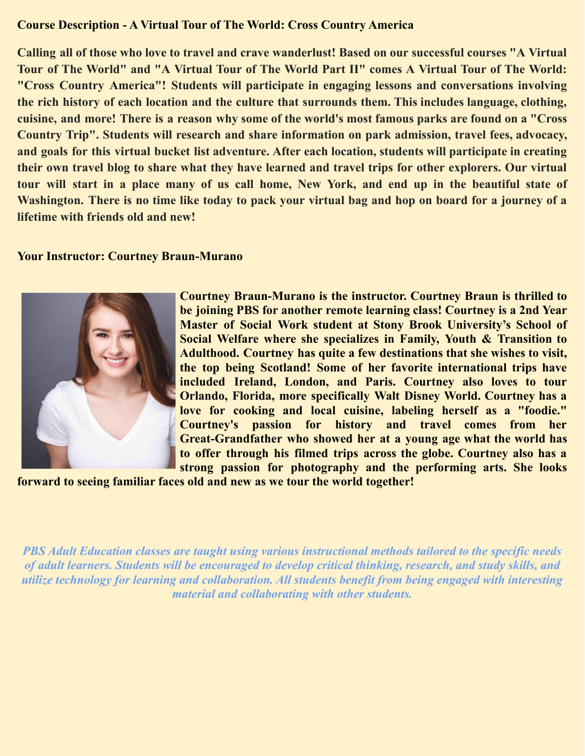**Course Description - A Virtual Tour of The World: Cross Country America**

**Calling all of those who love to travel and crave wanderlust! Based on our successful courses "A Virtual Tour of The World" and "A Virtual Tour of The World Part II" comes A Virtual Tour of The World: "Cross Country America"! Students will participate in engaging lessons and conversations involving the rich history of each location and the culture that surrounds them. This includes language, clothing, cuisine, and more! There is a reason why some of the world's most famous parks are found on a "Cross Country Trip". Students will research and share information on park admission, travel fees, advocacy, and goals for this virtual bucket list adventure. After each location, students will participate in creating their own travel blog to share what they have learned and travel trips for other explorers. Our virtual tour will start in a place many of us call home, New York, and end up in the beautiful state of Washington. There is no time like today to pack your virtual bag and hop on board for a journey of a lifetime with friends old and new!**

**Your Instructor: Courtney Braun-Murano**

**Courtney Braun-Murano is the instructor. Courtney Braun is thrilled to be joining PBS for another remote learning class! Courtney is a 2nd Year Master of Social Work student at Stony Brook University's School of Social Welfare where she specializes in Family, Youth & Transition to Adulthood. Courtney has quite a few destinations that she wishes to visit, the top being Scotland! Some of her favorite international trips have included Ireland, London, and Paris. Courtney also loves to tour Orlando, Florida, more specifically Walt Disney World. Courtney has a love for cooking and local cuisine, labeling herself as a "foodie." Courtney's passion for history and travel comes from her Great-Grandfather who showed her at a young age what the world has to offer through his filmed trips across the globe. Courtney also has a strong passion for photography and the performing arts. She looks forward to seeing familiar faces old and new as we tour the world together!**

*PBS Adult Education classes are taught using various instructional methods tailored to the specific needs of adult learners. Students will be encouraged to develop critical thinking, research, and study skills, and utilize technology for learning and collaboration. All students benefit from being engaged with interesting material and collaborating with other students.*